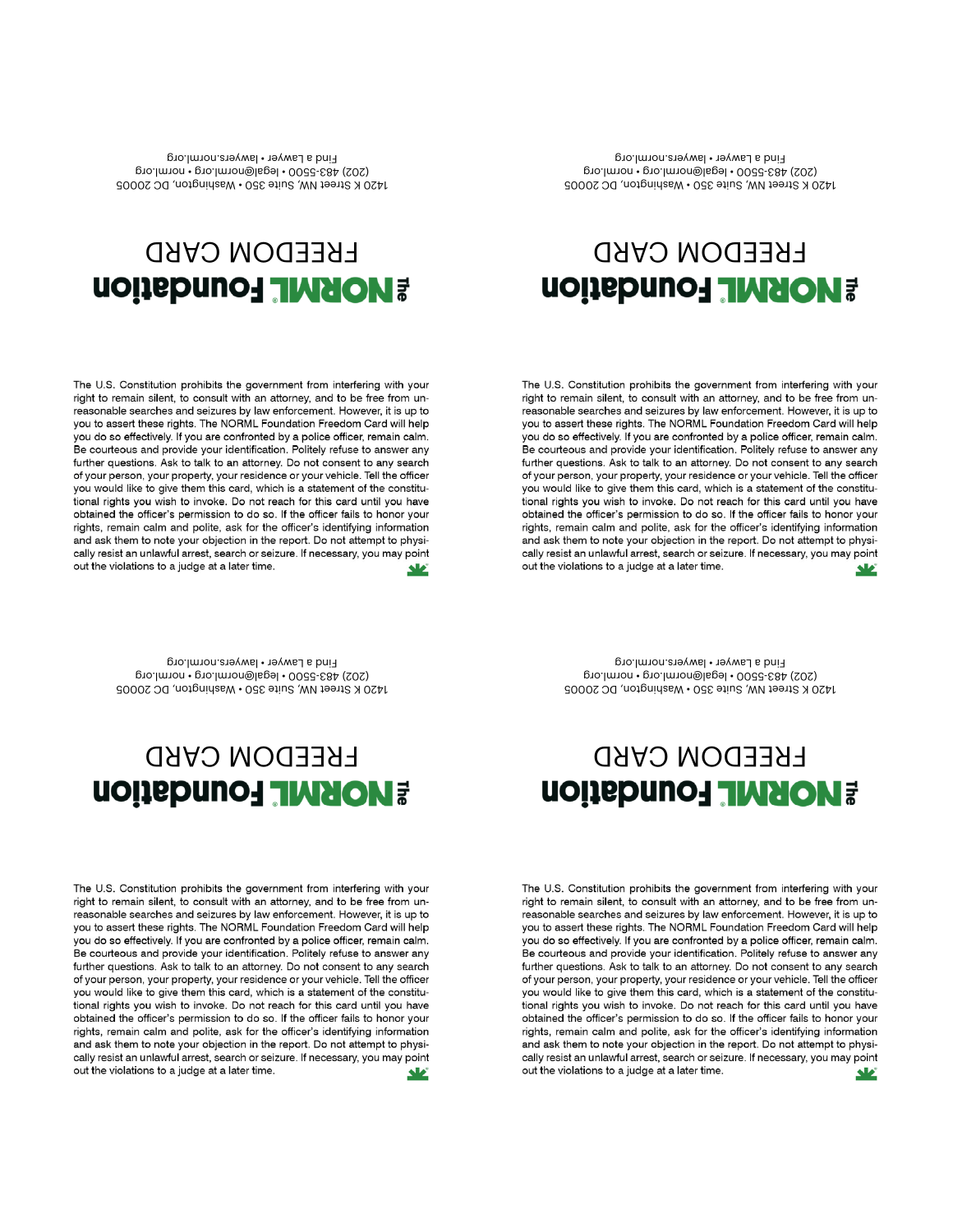1420 K Street NW, Suite 350 • Washington, DC 20005
(202) 483-5500 • legal@norml.org • norml.org
Find a Lawyer • lawyers.norml.org

# The NORML Foundation

## FREEDOM CARD

The U.S. Constitution prohibits the government from interfering with your right to remain silent, to consult with an attorney, and to be free from unreasonable searches and seizures by law enforcement. However, it is up to you to assert these rights. The NORML Foundation Freedom Card will help you do so effectively. If you are confronted by a police officer, remain calm. Be courteous and provide your identification. Politely refuse to answer any further questions. Ask to talk to an attorney. Do not consent to any search of your person, your property, your residence or your vehicle. Tell the officer you would like to give them this card, which is a statement of the constitutional rights you wish to invoke. Do not reach for this card until you have obtained the officer's permission to do so. If the officer fails to honor your rights, remain calm and polite, ask for the officer's identifying information and ask them to note your objection in the report. Do not attempt to physically resist an unlawful arrest, search or seizure. If necessary, you may point out the violations to a judge at a later time.

1420 K Street NW, Suite 350 • Washington, DC 20005
(202) 483-5500 • legal@norml.org • norml.org
Find a Lawyer • lawyers.norml.org

# The NORML Foundation

## FREEDOM CARD

The U.S. Constitution prohibits the government from interfering with your right to remain silent, to consult with an attorney, and to be free from unreasonable searches and seizures by law enforcement. However, it is up to you to assert these rights. The NORML Foundation Freedom Card will help you do so effectively. If you are confronted by a police officer, remain calm. Be courteous and provide your identification. Politely refuse to answer any further questions. Ask to talk to an attorney. Do not consent to any search of your person, your property, your residence or your vehicle. Tell the officer you would like to give them this card, which is a statement of the constitutional rights you wish to invoke. Do not reach for this card until you have obtained the officer's permission to do so. If the officer fails to honor your rights, remain calm and polite, ask for the officer's identifying information and ask them to note your objection in the report. Do not attempt to physically resist an unlawful arrest, search or seizure. If necessary, you may point out the violations to a judge at a later time.

1420 K Street NW, Suite 350 • Washington, DC 20005
(202) 483-5500 • legal@norml.org • norml.org
Find a Lawyer • lawyers.norml.org

# The NORML Foundation

## FREEDOM CARD

The U.S. Constitution prohibits the government from interfering with your right to remain silent, to consult with an attorney, and to be free from unreasonable searches and seizures by law enforcement. However, it is up to you to assert these rights. The NORML Foundation Freedom Card will help you do so effectively. If you are confronted by a police officer, remain calm. Be courteous and provide your identification. Politely refuse to answer any further questions. Ask to talk to an attorney. Do not consent to any search of your person, your property, your residence or your vehicle. Tell the officer you would like to give them this card, which is a statement of the constitutional rights you wish to invoke. Do not reach for this card until you have obtained the officer's permission to do so. If the officer fails to honor your rights, remain calm and polite, ask for the officer's identifying information and ask them to note your objection in the report. Do not attempt to physically resist an unlawful arrest, search or seizure. If necessary, you may point out the violations to a judge at a later time.

1420 K Street NW, Suite 350 • Washington, DC 20005
(202) 483-5500 • legal@norml.org • norml.org
Find a Lawyer • lawyers.norml.org

# The NORML Foundation

## FREEDOM CARD

The U.S. Constitution prohibits the government from interfering with your right to remain silent, to consult with an attorney, and to be free from unreasonable searches and seizures by law enforcement. However, it is up to you to assert these rights. The NORML Foundation Freedom Card will help you do so effectively. If you are confronted by a police officer, remain calm. Be courteous and provide your identification. Politely refuse to answer any further questions. Ask to talk to an attorney. Do not consent to any search of your person, your property, your residence or your vehicle. Tell the officer you would like to give them this card, which is a statement of the constitutional rights you wish to invoke. Do not reach for this card until you have obtained the officer's permission to do so. If the officer fails to honor your rights, remain calm and polite, ask for the officer's identifying information and ask them to note your objection in the report. Do not attempt to physically resist an unlawful arrest, search or seizure. If necessary, you may point out the violations to a judge at a later time.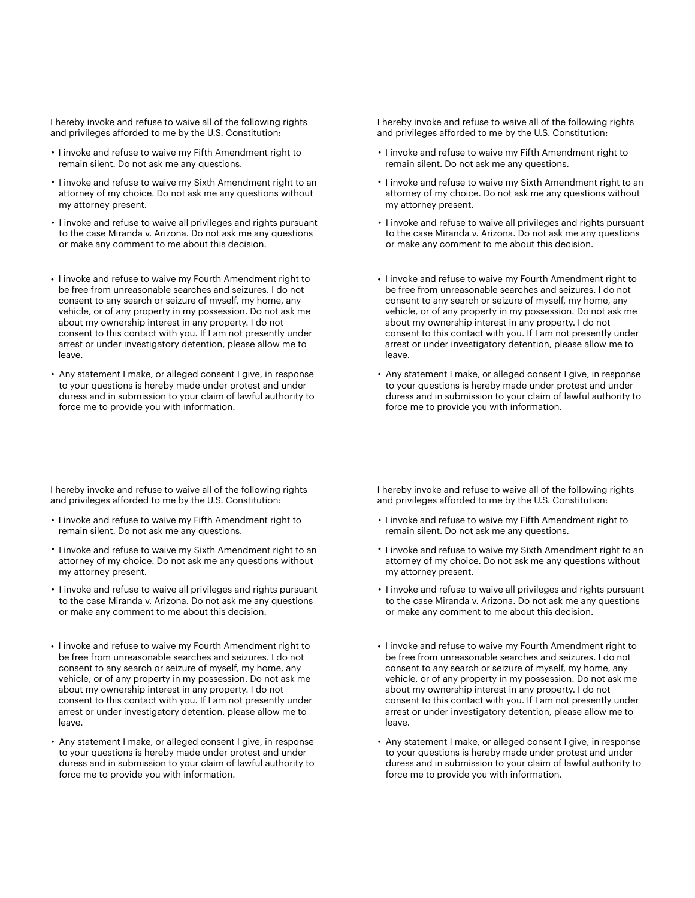I hereby invoke and refuse to waive all of the following rights and privileges afforded to me by the U.S. Constitution:

- I invoke and refuse to waive my Fifth Amendment right to remain silent. Do not ask me any questions.
- I invoke and refuse to waive my Sixth Amendment right to an attorney of my choice. Do not ask me any questions without my attorney present.
- I invoke and refuse to waive all privileges and rights pursuant to the case Miranda v. Arizona. Do not ask me any questions or make any comment to me about this decision.

- I invoke and refuse to waive my Fourth Amendment right to be free from unreasonable searches and seizures. I do not consent to any search or seizure of myself, my home, any vehicle, or of any property in my possession. Do not ask me about my ownership interest in any property. I do not consent to this contact with you. If I am not presently under arrest or under investigatory detention, please allow me to leave.
- Any statement I make, or alleged consent I give, in response to your questions is hereby made under protest and under duress and in submission to your claim of lawful authority to force me to provide you with information.

I hereby invoke and refuse to waive all of the following rights and privileges afforded to me by the U.S. Constitution:

- I invoke and refuse to waive my Fifth Amendment right to remain silent. Do not ask me any questions.
- I invoke and refuse to waive my Sixth Amendment right to an attorney of my choice. Do not ask me any questions without my attorney present.
- I invoke and refuse to waive all privileges and rights pursuant to the case Miranda v. Arizona. Do not ask me any questions or make any comment to me about this decision.

- I invoke and refuse to waive my Fourth Amendment right to be free from unreasonable searches and seizures. I do not consent to any search or seizure of myself, my home, any vehicle, or of any property in my possession. Do not ask me about my ownership interest in any property. I do not consent to this contact with you. If I am not presently under arrest or under investigatory detention, please allow me to leave.
- Any statement I make, or alleged consent I give, in response to your questions is hereby made under protest and under duress and in submission to your claim of lawful authority to force me to provide you with information.

I hereby invoke and refuse to waive all of the following rights and privileges afforded to me by the U.S. Constitution:

- I invoke and refuse to waive my Fifth Amendment right to remain silent. Do not ask me any questions.
- I invoke and refuse to waive my Sixth Amendment right to an attorney of my choice. Do not ask me any questions without my attorney present.
- I invoke and refuse to waive all privileges and rights pursuant to the case Miranda v. Arizona. Do not ask me any questions or make any comment to me about this decision.

- I invoke and refuse to waive my Fourth Amendment right to be free from unreasonable searches and seizures. I do not consent to any search or seizure of myself, my home, any vehicle, or of any property in my possession. Do not ask me about my ownership interest in any property. I do not consent to this contact with you. If I am not presently under arrest or under investigatory detention, please allow me to leave.
- Any statement I make, or alleged consent I give, in response to your questions is hereby made under protest and under duress and in submission to your claim of lawful authority to force me to provide you with information.

I hereby invoke and refuse to waive all of the following rights and privileges afforded to me by the U.S. Constitution:

- I invoke and refuse to waive my Fifth Amendment right to remain silent. Do not ask me any questions.
- I invoke and refuse to waive my Sixth Amendment right to an attorney of my choice. Do not ask me any questions without my attorney present.
- I invoke and refuse to waive all privileges and rights pursuant to the case Miranda v. Arizona. Do not ask me any questions or make any comment to me about this decision.

- I invoke and refuse to waive my Fourth Amendment right to be free from unreasonable searches and seizures. I do not consent to any search or seizure of myself, my home, any vehicle, or of any property in my possession. Do not ask me about my ownership interest in any property. I do not consent to this contact with you. If I am not presently under arrest or under investigatory detention, please allow me to leave.
- Any statement I make, or alleged consent I give, in response to your questions is hereby made under protest and under duress and in submission to your claim of lawful authority to force me to provide you with information.